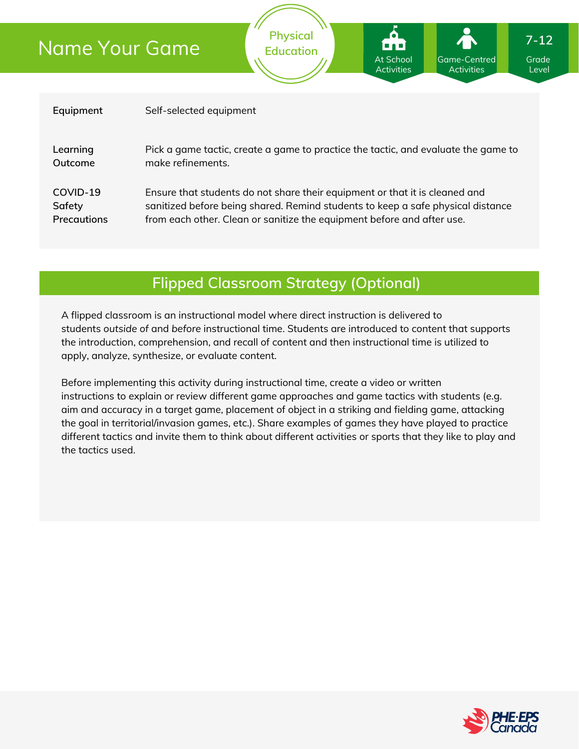# Name Your Game

Physical Education

At School Activities | Game-Centred Activities | 7-12 Grade Level

| | |
|---|---|
| **Equipment** | Self-selected equipment |
| **Learning Outcome** | Pick a game tactic, create a game to practice the tactic, and evaluate the game to make refinements. |
| **COVID-19 Safety Precautions** | Ensure that students do not share their equipment or that it is cleaned and sanitized before being shared. Remind students to keep a safe physical distance from each other. Clean or sanitize the equipment before and after use. |

## Flipped Classroom Strategy (Optional)

A flipped classroom is an instructional model where direct instruction is delivered to students *outside* of and *before* instructional time. Students are introduced to content that supports the introduction, comprehension, and recall of content and then instructional time is utilized to apply, analyze, synthesize, or evaluate content.

Before implementing this activity during instructional time, create a video or written instructions to explain or review different game approaches and game tactics with students (e.g. aim and accuracy in a target game, placement of object in a striking and fielding game, attacking the goal in territorial/invasion games, etc.). Share examples of games they have played to practice different tactics and invite them to think about different activities or sports that they like to play and the tactics used.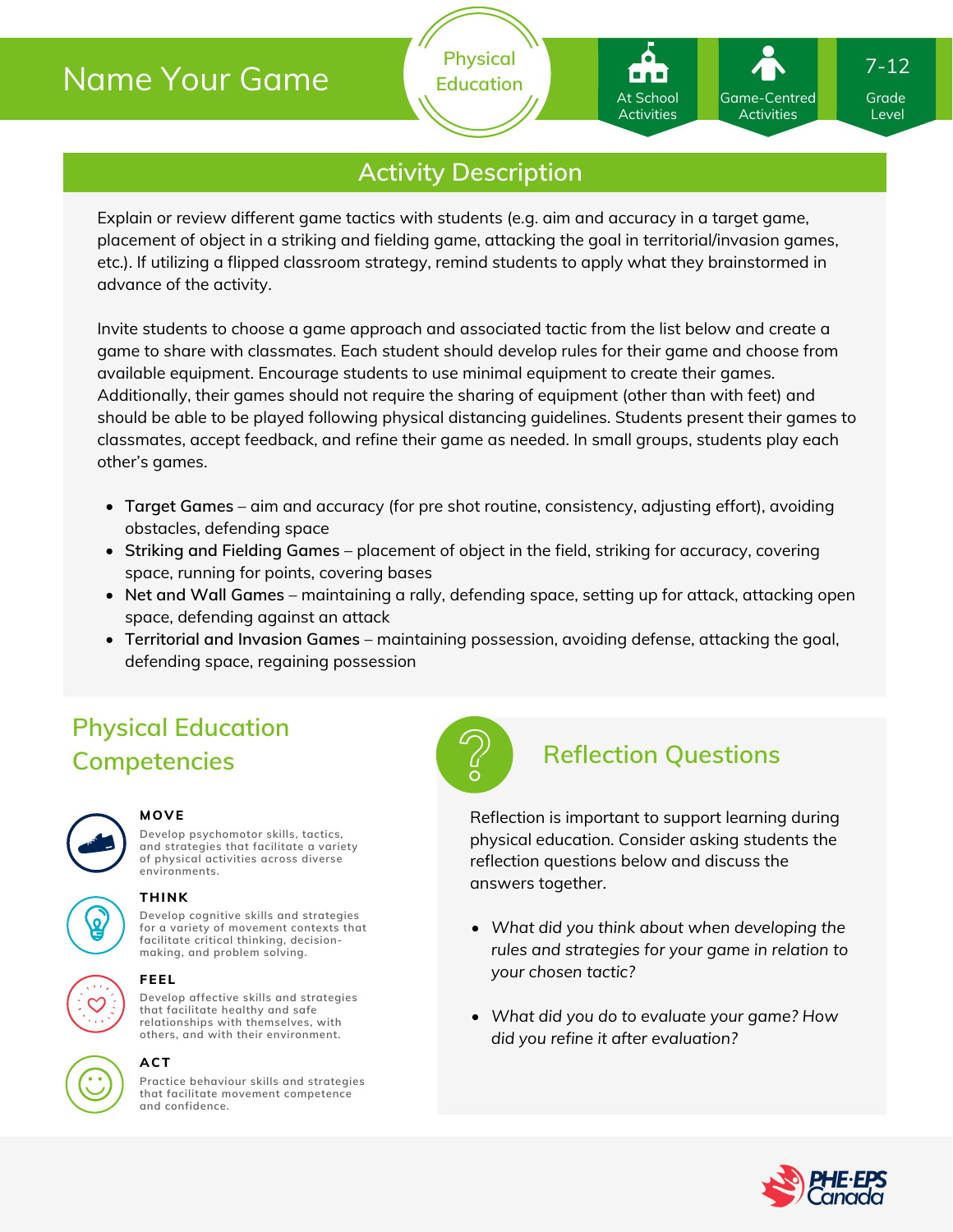# Name Your Game

Physical Education

At School Activities | Game-Centred Activities | 7-12 Grade Level

## Activity Description

Explain or review different game tactics with students (e.g. aim and accuracy in a target game, placement of object in a striking and fielding game, attacking the goal in territorial/invasion games, etc.). If utilizing a flipped classroom strategy, remind students to apply what they brainstormed in advance of the activity.

Invite students to choose a game approach and associated tactic from the list below and create a game to share with classmates. Each student should develop rules for their game and choose from available equipment. Encourage students to use minimal equipment to create their games. Additionally, their games should not require the sharing of equipment (other than with feet) and should be able to be played following physical distancing guidelines. Students present their games to classmates, accept feedback, and refine their game as needed. In small groups, students play each other's games.

- Target Games – aim and accuracy (for pre shot routine, consistency, adjusting effort), avoiding obstacles, defending space
- Striking and Fielding Games – placement of object in the field, striking for accuracy, covering space, running for points, covering bases
- Net and Wall Games – maintaining a rally, defending space, setting up for attack, attacking open space, defending against an attack
- Territorial and Invasion Games – maintaining possession, avoiding defense, attacking the goal, defending space, regaining possession

## Physical Education Competencies

**MOVE**
Develop psychomotor skills, tactics, and strategies that facilitate a variety of physical activities across diverse environments.

**THINK**
Develop cognitive skills and strategies for a variety of movement contexts that facilitate critical thinking, decision-making, and problem solving.

**FEEL**
Develop affective skills and strategies that facilitate healthy and safe relationships with themselves, with others, and with their environment.

**ACT**
Practice behaviour skills and strategies that facilitate movement competence and confidence.

## Reflection Questions

Reflection is important to support learning during physical education. Consider asking students the reflection questions below and discuss the answers together.

- *What did you think about when developing the rules and strategies for your game in relation to your chosen tactic?*
- *What did you do to evaluate your game? How did you refine it after evaluation?*

PHE·EPS Canada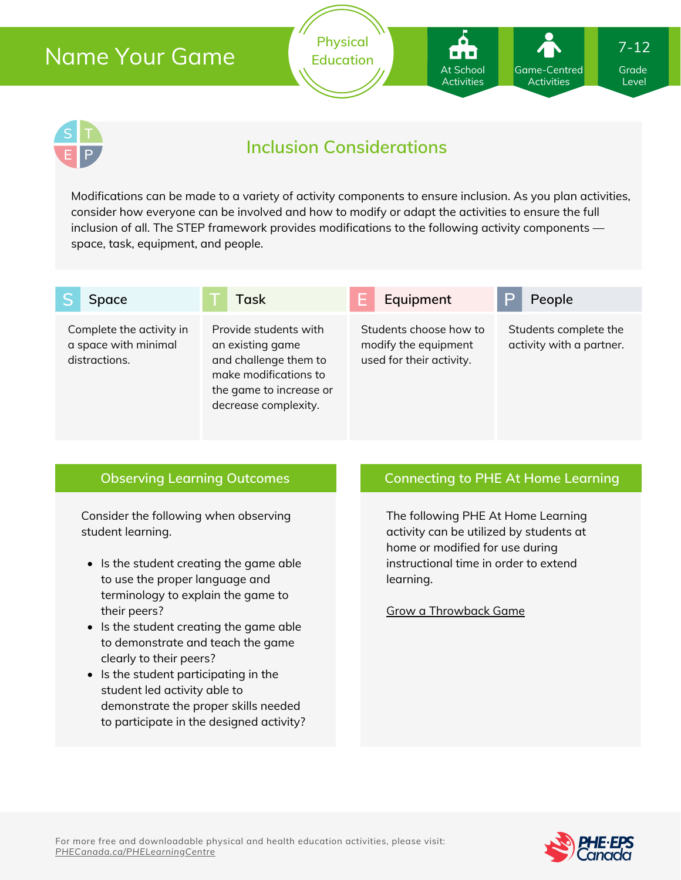# Name Your Game

Physical Education

At School Activities | Game-Centred Activities | 7-12 Grade Level

## Inclusion Considerations

Modifications can be made to a variety of activity components to ensure inclusion. As you plan activities, consider how everyone can be involved and how to modify or adapt the activities to ensure the full inclusion of all. The STEP framework provides modifications to the following activity components — space, task, equipment, and people.

| S Space | T Task | E Equipment | P People |
| --- | --- | --- | --- |
| Complete the activity in a space with minimal distractions. | Provide students with an existing game and challenge them to make modifications to the game to increase or decrease complexity. | Students choose how to modify the equipment used for their activity. | Students complete the activity with a partner. |

## Observing Learning Outcomes

Consider the following when observing student learning.

- Is the student creating the game able to use the proper language and terminology to explain the game to their peers?
- Is the student creating the game able to demonstrate and teach the game clearly to their peers?
- Is the student participating in the student led activity able to demonstrate the proper skills needed to participate in the designed activity?

## Connecting to PHE At Home Learning

The following PHE At Home Learning activity can be utilized by students at home or modified for use during instructional time in order to extend learning.

Grow a Throwback Game

For more free and downloadable physical and health education activities, please visit: PHECanada.ca/PHELearningCentre